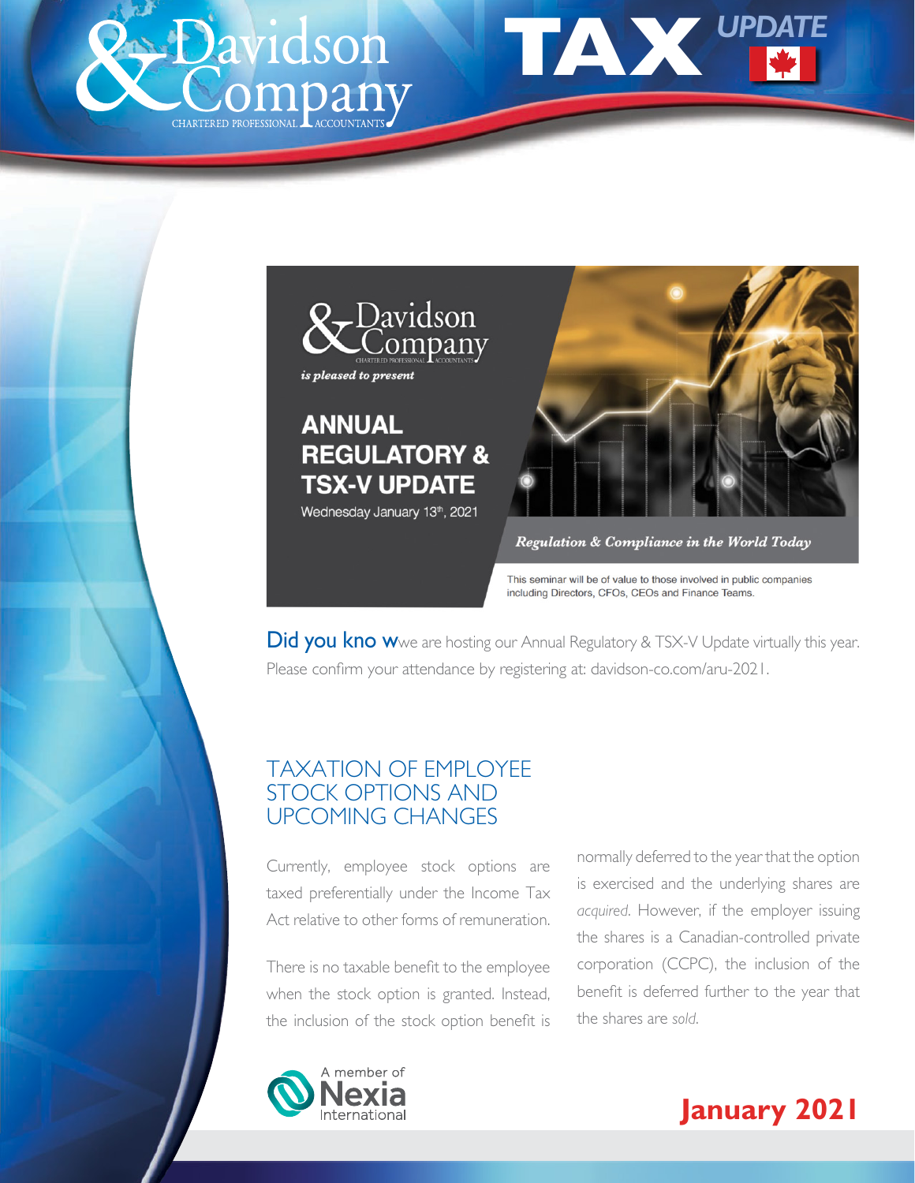# Davidson & Company

CHARTERED PROFESSIONAL ACCOUNTANTS

# TAX UPDATE

Davidson & Company *is pleased to present*

**ANNUAL REGULATORY & TSX-V UPDATE**

Wednesday January 13th, 2021

***Regulation & Compliance in the World Today***

This seminar will be of value to those involved in public companies including Directors, CFOs, CEOs and Finance Teams.

**Did you know** we are hosting our Annual Regulatory & TSX-V Update virtually this year. Please confirm your attendance by registering at: davidson-co.com/aru-2021.

## TAXATION OF EMPLOYEE STOCK OPTIONS AND UPCOMING CHANGES

Currently, employee stock options are taxed preferentially under the Income Tax Act relative to other forms of remuneration.

There is no taxable benefit to the employee when the stock option is granted. Instead, the inclusion of the stock option benefit is normally deferred to the year that the option is exercised and the underlying shares are *acquired*. However, if the employer issuing the shares is a Canadian-controlled private corporation (CCPC), the inclusion of the benefit is deferred further to the year that the shares are *sold*.

A member of Nexia International

**January 2021**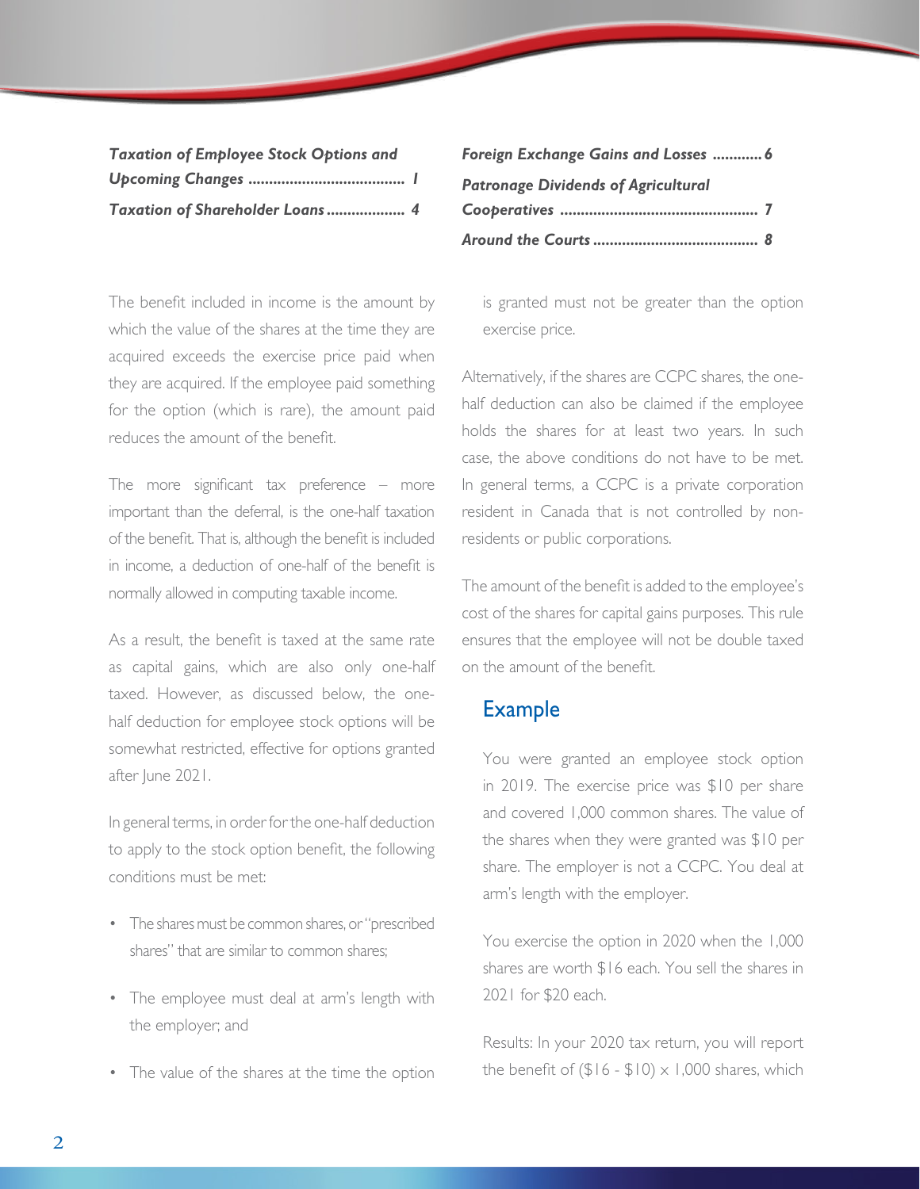*Taxation of Employee Stock Options and Upcoming Changes ..................................... 1*

*Taxation of Shareholder Loans .................. 4*

*Foreign Exchange Gains and Losses ............ 6*

*Patronage Dividends of Agricultural Cooperatives ............................................... 7*

*Around the Courts ....................................... 8*

The benefit included in income is the amount by which the value of the shares at the time they are acquired exceeds the exercise price paid when they are acquired. If the employee paid something for the option (which is rare), the amount paid reduces the amount of the benefit.

The more significant tax preference – more important than the deferral, is the one-half taxation of the benefit. That is, although the benefit is included in income, a deduction of one-half of the benefit is normally allowed in computing taxable income.

As a result, the benefit is taxed at the same rate as capital gains, which are also only one-half taxed. However, as discussed below, the one-half deduction for employee stock options will be somewhat restricted, effective for options granted after June 2021.

In general terms, in order for the one-half deduction to apply to the stock option benefit, the following conditions must be met:

- The shares must be common shares, or "prescribed shares" that are similar to common shares;
- The employee must deal at arm's length with the employer; and
- The value of the shares at the time the option is granted must not be greater than the option exercise price.

Alternatively, if the shares are CCPC shares, the one-half deduction can also be claimed if the employee holds the shares for at least two years. In such case, the above conditions do not have to be met. In general terms, a CCPC is a private corporation resident in Canada that is not controlled by non-residents or public corporations.

The amount of the benefit is added to the employee's cost of the shares for capital gains purposes. This rule ensures that the employee will not be double taxed on the amount of the benefit.

## Example

You were granted an employee stock option in 2019. The exercise price was $10 per share and covered 1,000 common shares. The value of the shares when they were granted was $10 per share. The employer is not a CCPC. You deal at arm's length with the employer.

You exercise the option in 2020 when the 1,000 shares are worth $16 each. You sell the shares in 2021 for $20 each.

Results: In your 2020 tax return, you will report the benefit of ($16 - $10) × 1,000 shares, which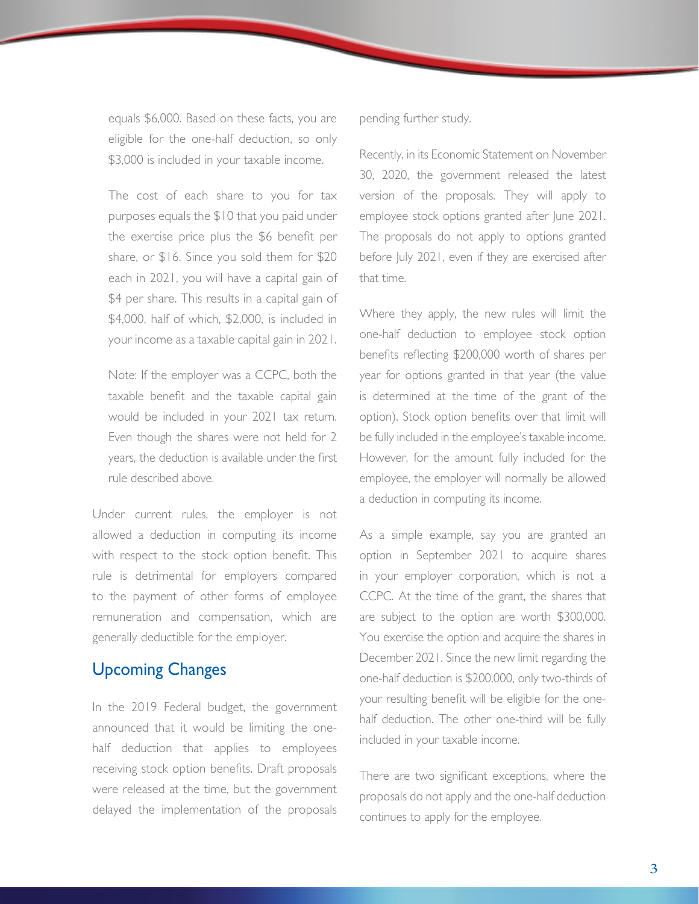equals $6,000. Based on these facts, you are eligible for the one-half deduction, so only $3,000 is included in your taxable income.

The cost of each share to you for tax purposes equals the $10 that you paid under the exercise price plus the $6 benefit per share, or $16. Since you sold them for $20 each in 2021, you will have a capital gain of $4 per share. This results in a capital gain of $4,000, half of which, $2,000, is included in your income as a taxable capital gain in 2021.

Note: If the employer was a CCPC, both the taxable benefit and the taxable capital gain would be included in your 2021 tax return. Even though the shares were not held for 2 years, the deduction is available under the first rule described above.

Under current rules, the employer is not allowed a deduction in computing its income with respect to the stock option benefit. This rule is detrimental for employers compared to the payment of other forms of employee remuneration and compensation, which are generally deductible for the employer.

## Upcoming Changes

In the 2019 Federal budget, the government announced that it would be limiting the one-half deduction that applies to employees receiving stock option benefits. Draft proposals were released at the time, but the government delayed the implementation of the proposals pending further study.

Recently, in its Economic Statement on November 30, 2020, the government released the latest version of the proposals. They will apply to employee stock options granted after June 2021. The proposals do not apply to options granted before July 2021, even if they are exercised after that time.

Where they apply, the new rules will limit the one-half deduction to employee stock option benefits reflecting $200,000 worth of shares per year for options granted in that year (the value is determined at the time of the grant of the option). Stock option benefits over that limit will be fully included in the employee's taxable income. However, for the amount fully included for the employee, the employer will normally be allowed a deduction in computing its income.

As a simple example, say you are granted an option in September 2021 to acquire shares in your employer corporation, which is not a CCPC. At the time of the grant, the shares that are subject to the option are worth $300,000. You exercise the option and acquire the shares in December 2021. Since the new limit regarding the one-half deduction is $200,000, only two-thirds of your resulting benefit will be eligible for the one-half deduction. The other one-third will be fully included in your taxable income.

There are two significant exceptions, where the proposals do not apply and the one-half deduction continues to apply for the employee.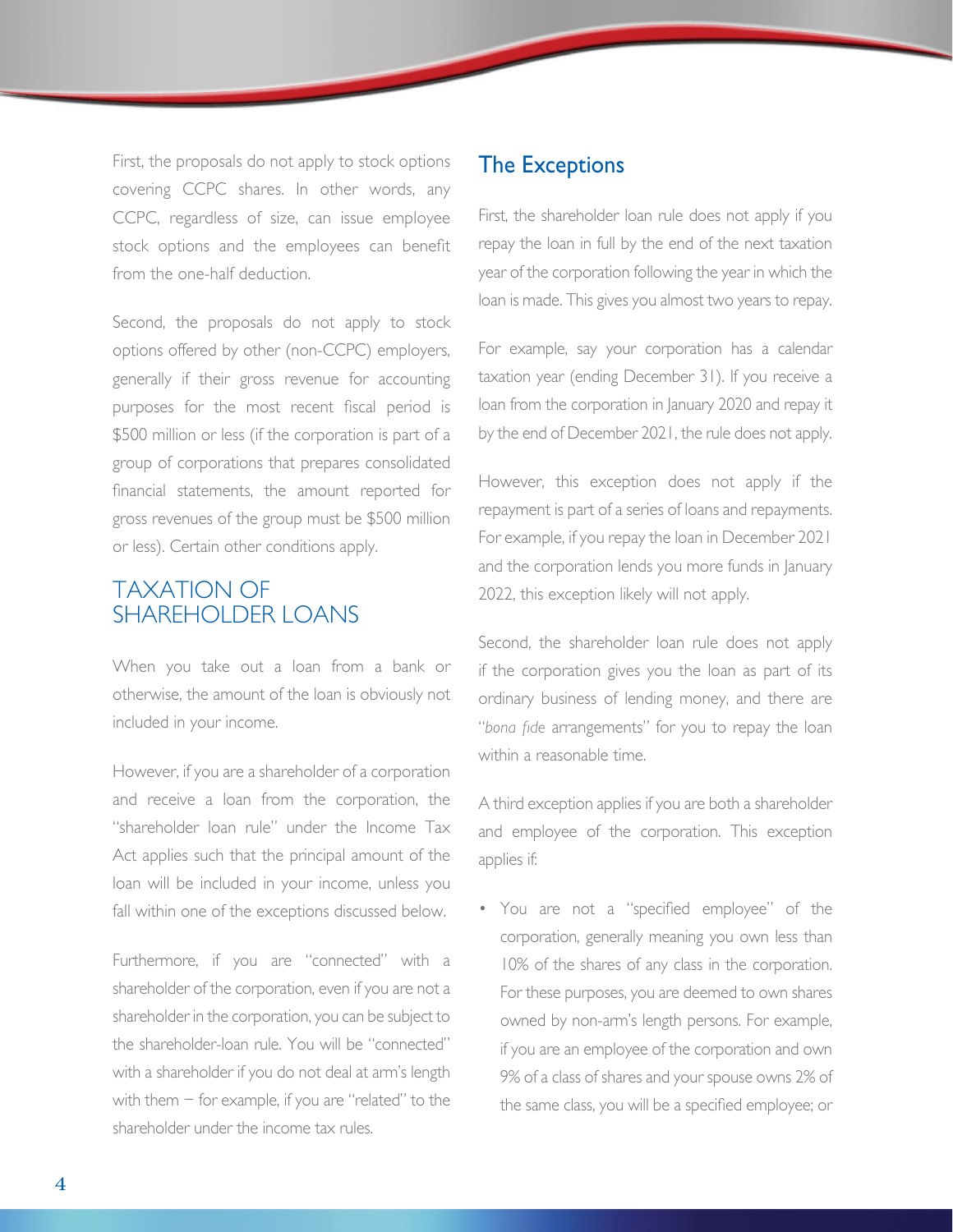First, the proposals do not apply to stock options covering CCPC shares. In other words, any CCPC, regardless of size, can issue employee stock options and the employees can benefit from the one-half deduction.

Second, the proposals do not apply to stock options offered by other (non-CCPC) employers, generally if their gross revenue for accounting purposes for the most recent fiscal period is $500 million or less (if the corporation is part of a group of corporations that prepares consolidated financial statements, the amount reported for gross revenues of the group must be $500 million or less). Certain other conditions apply.

## TAXATION OF SHAREHOLDER LOANS

When you take out a loan from a bank or otherwise, the amount of the loan is obviously not included in your income.

However, if you are a shareholder of a corporation and receive a loan from the corporation, the "shareholder loan rule" under the Income Tax Act applies such that the principal amount of the loan will be included in your income, unless you fall within one of the exceptions discussed below.

Furthermore, if you are "connected" with a shareholder of the corporation, even if you are not a shareholder in the corporation, you can be subject to the shareholder-loan rule. You will be "connected" with a shareholder if you do not deal at arm's length with them – for example, if you are "related" to the shareholder under the income tax rules.

### The Exceptions

First, the shareholder loan rule does not apply if you repay the loan in full by the end of the next taxation year of the corporation following the year in which the loan is made. This gives you almost two years to repay.

For example, say your corporation has a calendar taxation year (ending December 31). If you receive a loan from the corporation in January 2020 and repay it by the end of December 2021, the rule does not apply.

However, this exception does not apply if the repayment is part of a series of loans and repayments. For example, if you repay the loan in December 2021 and the corporation lends you more funds in January 2022, this exception likely will not apply.

Second, the shareholder loan rule does not apply if the corporation gives you the loan as part of its ordinary business of lending money, and there are "*bona fide* arrangements" for you to repay the loan within a reasonable time.

A third exception applies if you are both a shareholder and employee of the corporation. This exception applies if:

- You are not a "specified employee" of the corporation, generally meaning you own less than 10% of the shares of any class in the corporation. For these purposes, you are deemed to own shares owned by non-arm's length persons. For example, if you are an employee of the corporation and own 9% of a class of shares and your spouse owns 2% of the same class, you will be a specified employee; or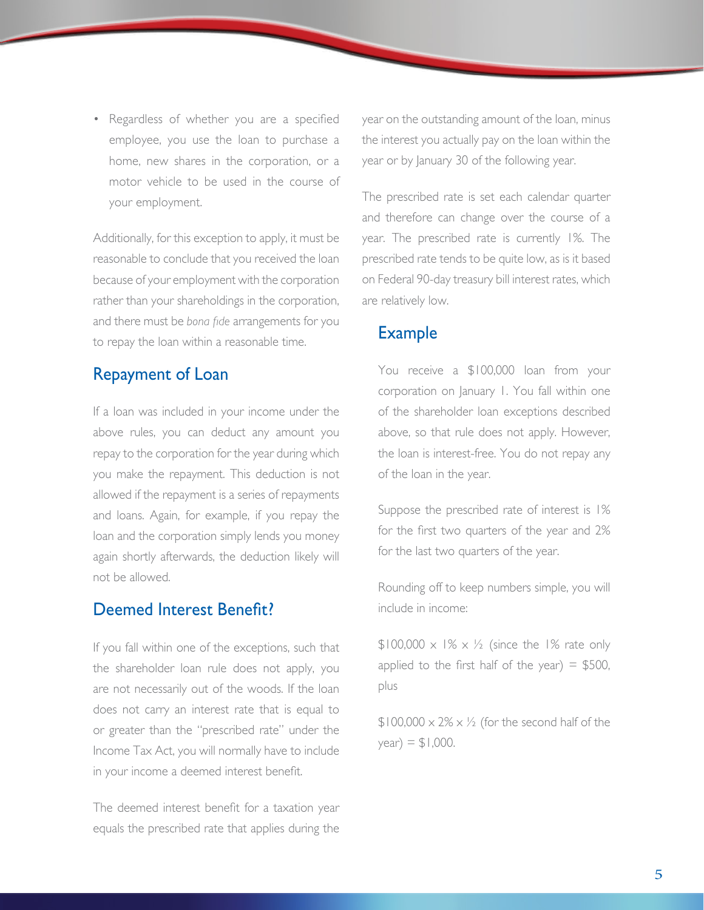- Regardless of whether you are a specified employee, you use the loan to purchase a home, new shares in the corporation, or a motor vehicle to be used in the course of your employment.

Additionally, for this exception to apply, it must be reasonable to conclude that you received the loan because of your employment with the corporation rather than your shareholdings in the corporation, and there must be *bona fide* arrangements for you to repay the loan within a reasonable time.

## Repayment of Loan

If a loan was included in your income under the above rules, you can deduct any amount you repay to the corporation for the year during which you make the repayment. This deduction is not allowed if the repayment is a series of repayments and loans. Again, for example, if you repay the loan and the corporation simply lends you money again shortly afterwards, the deduction likely will not be allowed.

## Deemed Interest Benefit?

If you fall within one of the exceptions, such that the shareholder loan rule does not apply, you are not necessarily out of the woods. If the loan does not carry an interest rate that is equal to or greater than the "prescribed rate" under the Income Tax Act, you will normally have to include in your income a deemed interest benefit.

The deemed interest benefit for a taxation year equals the prescribed rate that applies during the year on the outstanding amount of the loan, minus the interest you actually pay on the loan within the year or by January 30 of the following year.

The prescribed rate is set each calendar quarter and therefore can change over the course of a year. The prescribed rate is currently 1%. The prescribed rate tends to be quite low, as is it based on Federal 90-day treasury bill interest rates, which are relatively low.

## Example

You receive a $100,000 loan from your corporation on January 1. You fall within one of the shareholder loan exceptions described above, so that rule does not apply. However, the loan is interest-free. You do not repay any of the loan in the year.

Suppose the prescribed rate of interest is 1% for the first two quarters of the year and 2% for the last two quarters of the year.

Rounding off to keep numbers simple, you will include in income:

$100,000 × 1% × ½ (since the 1% rate only applied to the first half of the year) = $500, plus

$100,000 × 2% × ½ (for the second half of the year) = $1,000.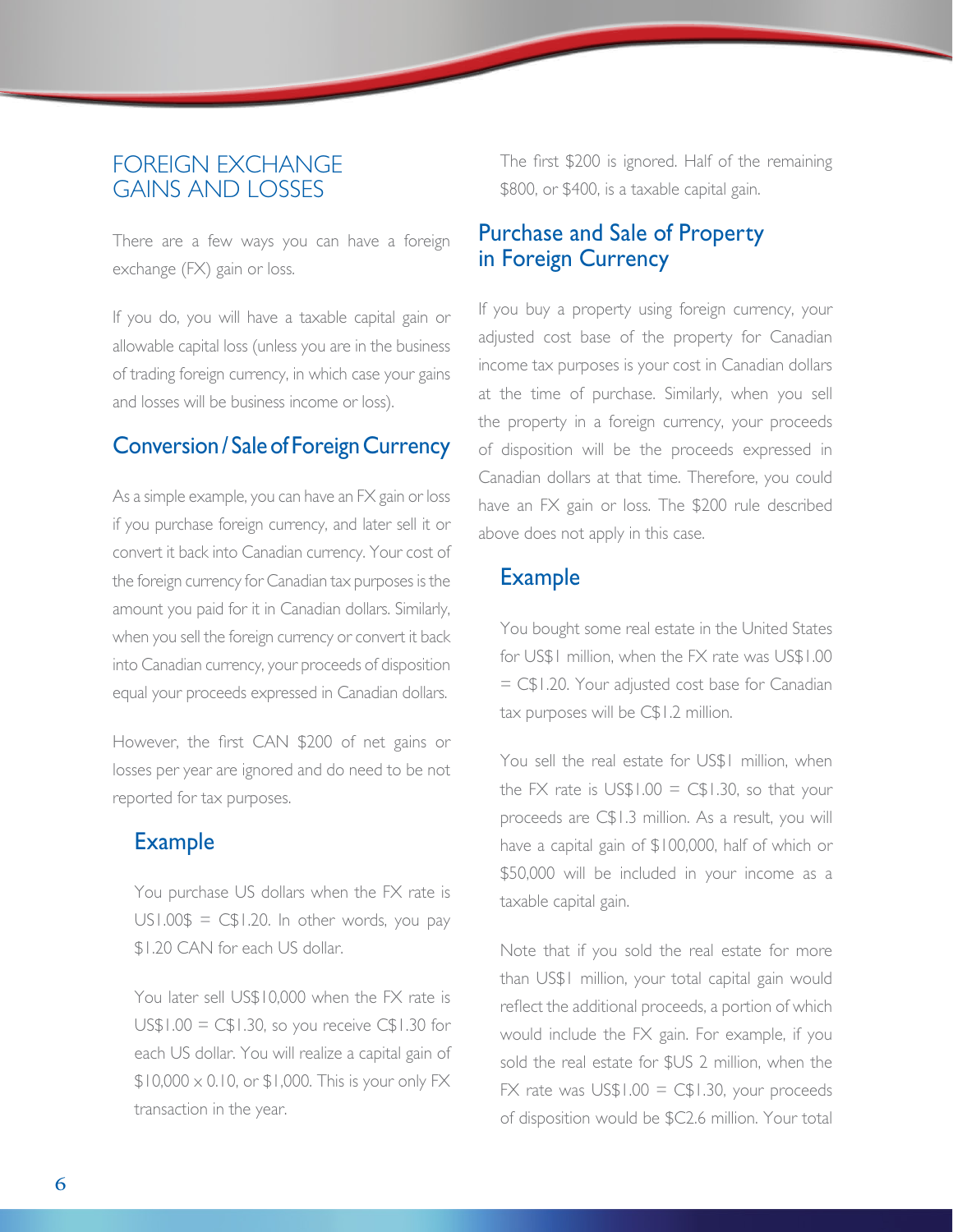## FOREIGN EXCHANGE GAINS AND LOSSES

There are a few ways you can have a foreign exchange (FX) gain or loss.

If you do, you will have a taxable capital gain or allowable capital loss (unless you are in the business of trading foreign currency, in which case your gains and losses will be business income or loss).

### Conversion / Sale of Foreign Currency

As a simple example, you can have an FX gain or loss if you purchase foreign currency, and later sell it or convert it back into Canadian currency. Your cost of the foreign currency for Canadian tax purposes is the amount you paid for it in Canadian dollars. Similarly, when you sell the foreign currency or convert it back into Canadian currency, your proceeds of disposition equal your proceeds expressed in Canadian dollars.

However, the first CAN $200 of net gains or losses per year are ignored and do need to be not reported for tax purposes.

#### Example

You purchase US dollars when the FX rate is US1.00$ = C$1.20. In other words, you pay $1.20 CAN for each US dollar.

You later sell US$10,000 when the FX rate is US$1.00 = C$1.30, so you receive C$1.30 for each US dollar. You will realize a capital gain of $10,000 x 0.10, or $1,000. This is your only FX transaction in the year.

The first $200 is ignored. Half of the remaining $800, or $400, is a taxable capital gain.

### Purchase and Sale of Property in Foreign Currency

If you buy a property using foreign currency, your adjusted cost base of the property for Canadian income tax purposes is your cost in Canadian dollars at the time of purchase. Similarly, when you sell the property in a foreign currency, your proceeds of disposition will be the proceeds expressed in Canadian dollars at that time. Therefore, you could have an FX gain or loss. The $200 rule described above does not apply in this case.

#### Example

You bought some real estate in the United States for US$1 million, when the FX rate was US$1.00 = C$1.20. Your adjusted cost base for Canadian tax purposes will be C$1.2 million.

You sell the real estate for US$1 million, when the FX rate is US$1.00 = C$1.30, so that your proceeds are C$1.3 million. As a result, you will have a capital gain of $100,000, half of which or $50,000 will be included in your income as a taxable capital gain.

Note that if you sold the real estate for more than US$1 million, your total capital gain would reflect the additional proceeds, a portion of which would include the FX gain. For example, if you sold the real estate for $US 2 million, when the FX rate was US$1.00 = C$1.30, your proceeds of disposition would be $C2.6 million. Your total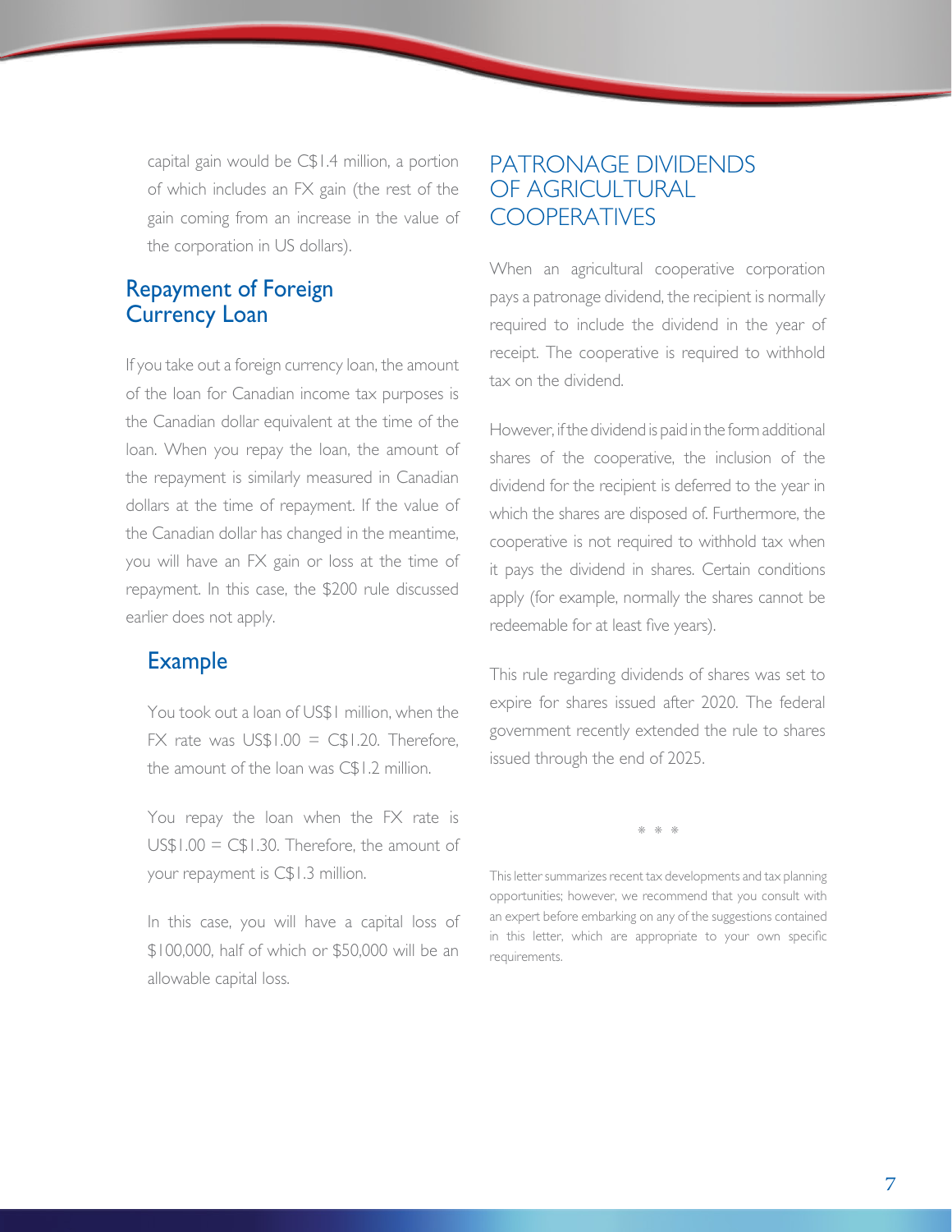capital gain would be C$1.4 million, a portion of which includes an FX gain (the rest of the gain coming from an increase in the value of the corporation in US dollars).

## Repayment of Foreign Currency Loan

If you take out a foreign currency loan, the amount of the loan for Canadian income tax purposes is the Canadian dollar equivalent at the time of the loan. When you repay the loan, the amount of the repayment is similarly measured in Canadian dollars at the time of repayment. If the value of the Canadian dollar has changed in the meantime, you will have an FX gain or loss at the time of repayment. In this case, the $200 rule discussed earlier does not apply.

### Example

You took out a loan of US$1 million, when the FX rate was US$1.00 = C$1.20. Therefore, the amount of the loan was C$1.2 million.

You repay the loan when the FX rate is US$1.00 = C$1.30. Therefore, the amount of your repayment is C$1.3 million.

In this case, you will have a capital loss of $100,000, half of which or $50,000 will be an allowable capital loss.

# PATRONAGE DIVIDENDS OF AGRICULTURAL COOPERATIVES

When an agricultural cooperative corporation pays a patronage dividend, the recipient is normally required to include the dividend in the year of receipt. The cooperative is required to withhold tax on the dividend.

However, if the dividend is paid in the form additional shares of the cooperative, the inclusion of the dividend for the recipient is deferred to the year in which the shares are disposed of. Furthermore, the cooperative is not required to withhold tax when it pays the dividend in shares. Certain conditions apply (for example, normally the shares cannot be redeemable for at least five years).

This rule regarding dividends of shares was set to expire for shares issued after 2020. The federal government recently extended the rule to shares issued through the end of 2025.

\* \* \*

This letter summarizes recent tax developments and tax planning opportunities; however, we recommend that you consult with an expert before embarking on any of the suggestions contained in this letter, which are appropriate to your own specific requirements.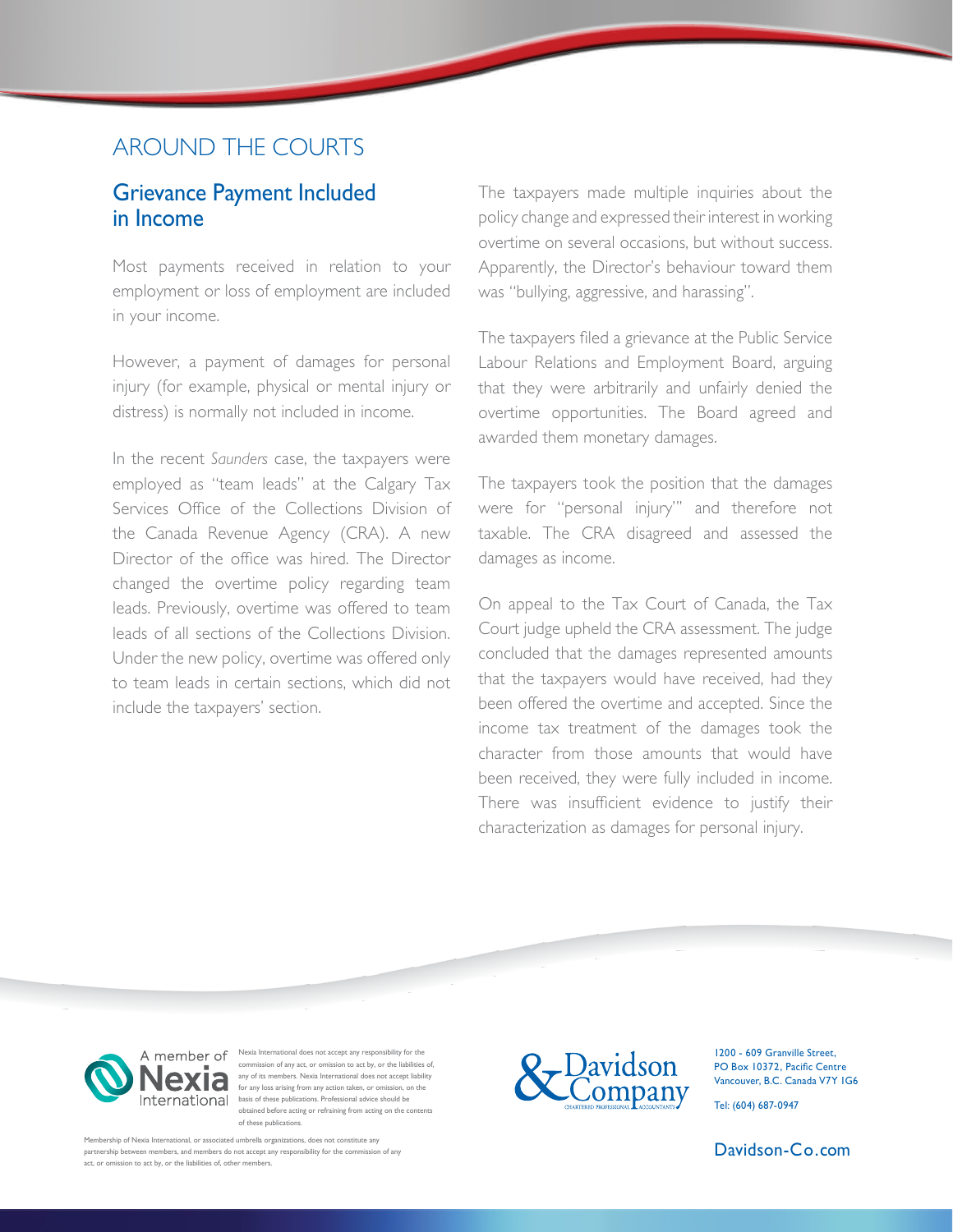# AROUND THE COURTS

## Grievance Payment Included in Income

Most payments received in relation to your employment or loss of employment are included in your income.

However, a payment of damages for personal injury (for example, physical or mental injury or distress) is normally not included in income.

In the recent *Saunders* case, the taxpayers were employed as "team leads" at the Calgary Tax Services Office of the Collections Division of the Canada Revenue Agency (CRA). A new Director of the office was hired. The Director changed the overtime policy regarding team leads. Previously, overtime was offered to team leads of all sections of the Collections Division. Under the new policy, overtime was offered only to team leads in certain sections, which did not include the taxpayers' section.

The taxpayers made multiple inquiries about the policy change and expressed their interest in working overtime on several occasions, but without success. Apparently, the Director's behaviour toward them was "bullying, aggressive, and harassing".

The taxpayers filed a grievance at the Public Service Labour Relations and Employment Board, arguing that they were arbitrarily and unfairly denied the overtime opportunities. The Board agreed and awarded them monetary damages.

The taxpayers took the position that the damages were for "personal injury'" and therefore not taxable. The CRA disagreed and assessed the damages as income.

On appeal to the Tax Court of Canada, the Tax Court judge upheld the CRA assessment. The judge concluded that the damages represented amounts that the taxpayers would have received, had they been offered the overtime and accepted. Since the income tax treatment of the damages took the character from those amounts that would have been received, they were fully included in income. There was insufficient evidence to justify their characterization as damages for personal injury.

A member of Nexia International

Nexia International does not accept any responsibility for the commission of any act, or omission to act by, or the liabilities of, any of its members. Nexia International does not accept liability for any loss arising from any action taken, or omission, on the basis of these publications. Professional advice should be obtained before acting or refraining from acting on the contents of these publications.

Membership of Nexia International, or associated umbrella organizations, does not constitute any partnership between members, and members do not accept any responsibility for the commission of any act, or omission to act by, or the liabilities of, other members.

Davidson & Company
CHARTERED PROFESSIONAL ACCOUNTANTS

1200 - 609 Granville Street,
PO Box 10372, Pacific Centre
Vancouver, B.C. Canada V7Y 1G6

Tel: (604) 687-0947

Davidson-Co.com